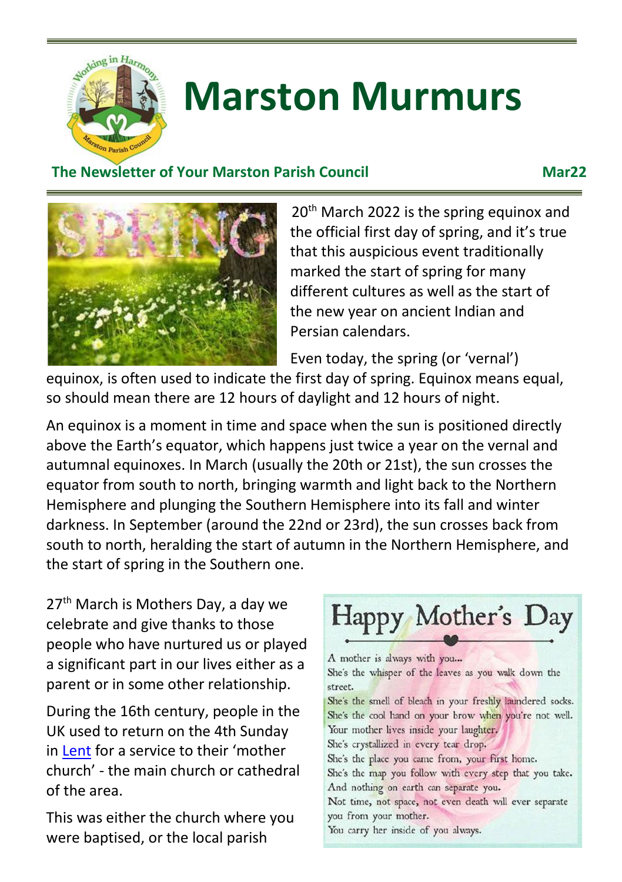# Marston Murmurs

**The Newsletter of Your Marston Parish Council** **Mar22**

20th March 2022 is the spring equinox and the official first day of spring, and it's true that this auspicious event traditionally marked the start of spring for many different cultures as well as the start of the new year on ancient Indian and Persian calendars.

Even today, the spring (or 'vernal') equinox, is often used to indicate the first day of spring. Equinox means equal, so should mean there are 12 hours of daylight and 12 hours of night.

An equinox is a moment in time and space when the sun is positioned directly above the Earth's equator, which happens just twice a year on the vernal and autumnal equinoxes. In March (usually the 20th or 21st), the sun crosses the equator from south to north, bringing warmth and light back to the Northern Hemisphere and plunging the Southern Hemisphere into its fall and winter darkness. In September (around the 22nd or 23rd), the sun crosses back from south to north, heralding the start of autumn in the Northern Hemisphere, and the start of spring in the Southern one.

27th March is Mothers Day, a day we celebrate and give thanks to those people who have nurtured us or played a significant part in our lives either as a parent or in some other relationship.

During the 16th century, people in the UK used to return on the 4th Sunday in [Lent](Lent) for a service to their 'mother church' - the main church or cathedral of the area.

This was either the church where you were baptised, or the local parish

## Happy Mother's Day

A mother is always with you...
She's the whisper of the leaves as you walk down the street.
She's the smell of bleach in your freshly laundered socks.
She's the cool hand on your brow when you're not well.
Your mother lives inside your laughter.
She's crystallized in every tear drop.
She's the place you came from, your first home.
She's the map you follow with every step that you take.
And nothing on earth can separate you.
Not time, not space, not even death will ever separate you from your mother.
You carry her inside of you always.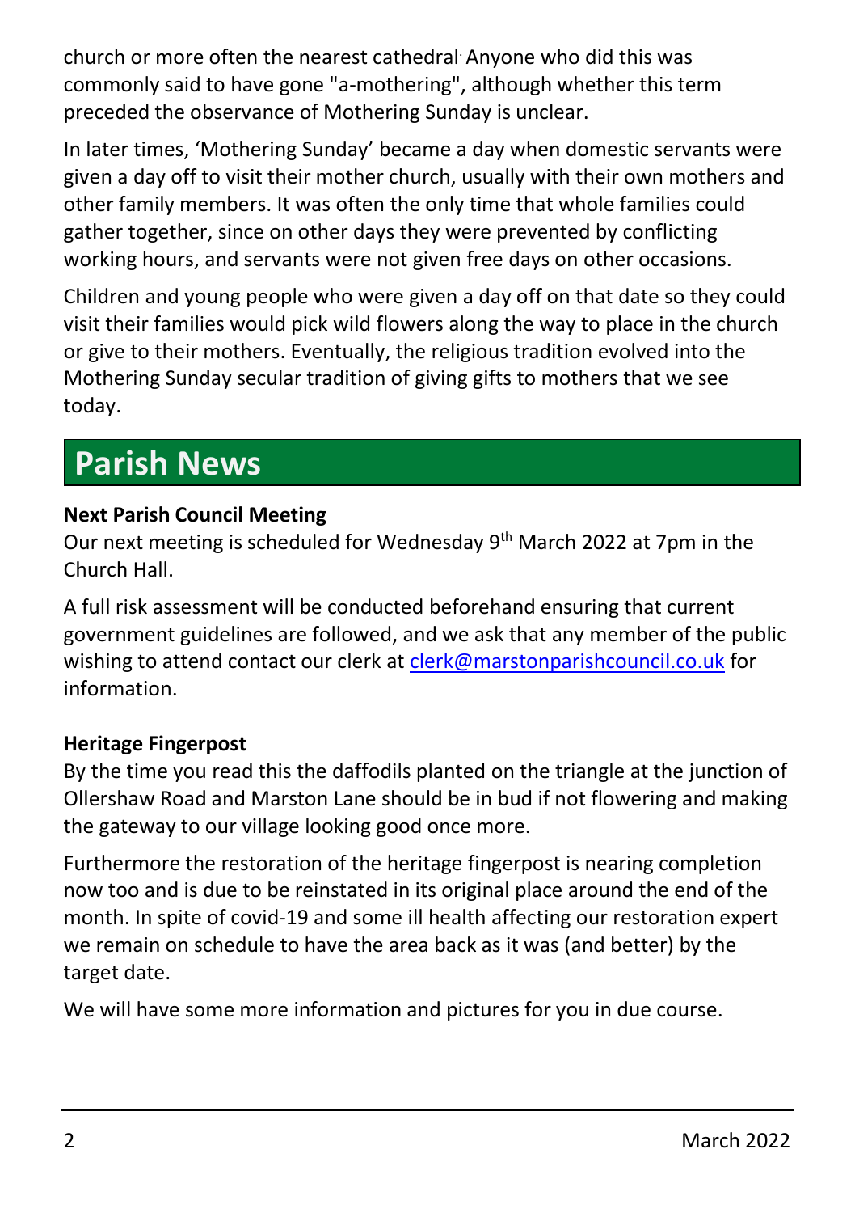church or more often the nearest cathedral. Anyone who did this was commonly said to have gone "a-mothering", although whether this term preceded the observance of Mothering Sunday is unclear.

In later times, 'Mothering Sunday' became a day when domestic servants were given a day off to visit their mother church, usually with their own mothers and other family members. It was often the only time that whole families could gather together, since on other days they were prevented by conflicting working hours, and servants were not given free days on other occasions.

Children and young people who were given a day off on that date so they could visit their families would pick wild flowers along the way to place in the church or give to their mothers. Eventually, the religious tradition evolved into the Mothering Sunday secular tradition of giving gifts to mothers that we see today.

# Parish News

**Next Parish Council Meeting**
Our next meeting is scheduled for Wednesday 9th March 2022 at 7pm in the Church Hall.

A full risk assessment will be conducted beforehand ensuring that current government guidelines are followed, and we ask that any member of the public wishing to attend contact our clerk at clerk@marstonparishcouncil.co.uk for information.

**Heritage Fingerpost**
By the time you read this the daffodils planted on the triangle at the junction of Ollershaw Road and Marston Lane should be in bud if not flowering and making the gateway to our village looking good once more.

Furthermore the restoration of the heritage fingerpost is nearing completion now too and is due to be reinstated in its original place around the end of the month. In spite of covid-19 and some ill health affecting our restoration expert we remain on schedule to have the area back as it was (and better) by the target date.

We will have some more information and pictures for you in due course.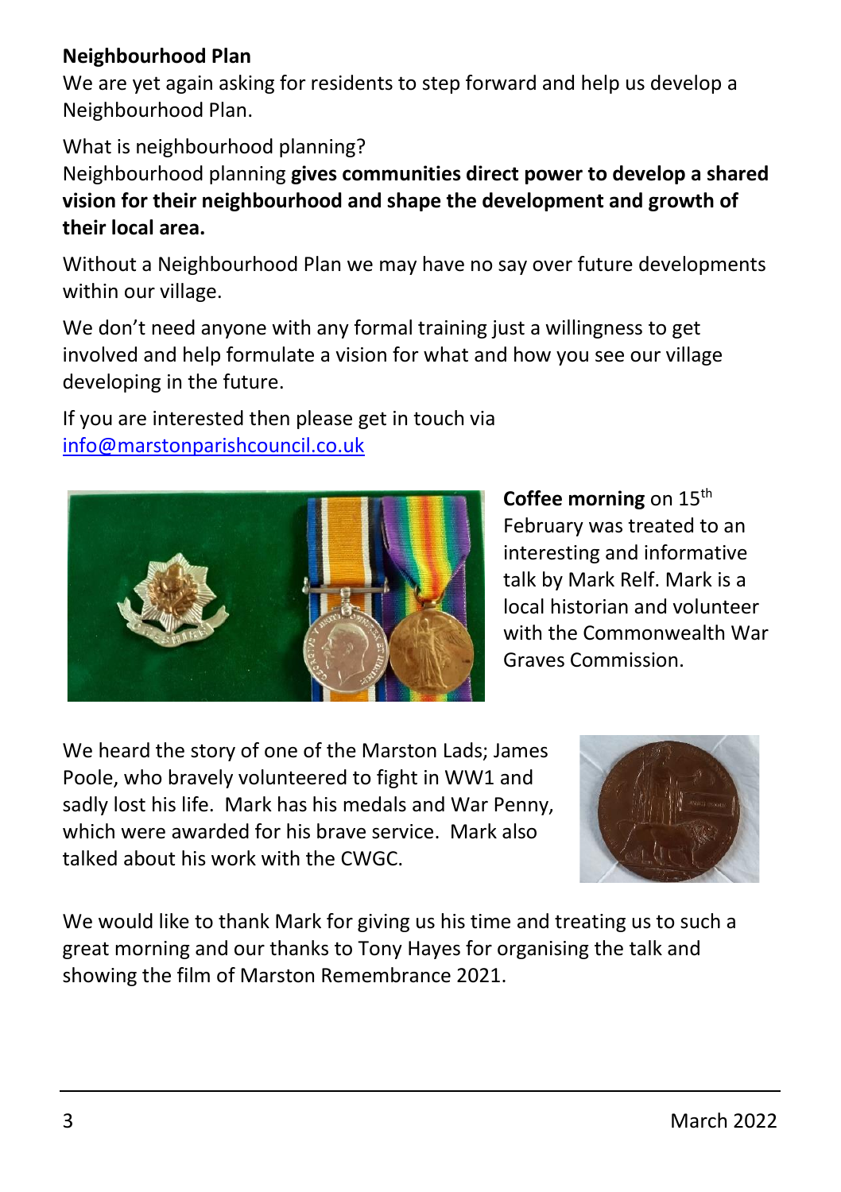**Neighbourhood Plan**

We are yet again asking for residents to step forward and help us develop a Neighbourhood Plan.

What is neighbourhood planning?

Neighbourhood planning **gives communities direct power to develop a shared vision for their neighbourhood and shape the development and growth of their local area.**

Without a Neighbourhood Plan we may have no say over future developments within our village.

We don't need anyone with any formal training just a willingness to get involved and help formulate a vision for what and how you see our village developing in the future.

If you are interested then please get in touch via [info@marstonparishcouncil.co.uk](mailto:info@marstonparishcouncil.co.uk)

**Coffee morning** on 15th February was treated to an interesting and informative talk by Mark Relf. Mark is a local historian and volunteer with the Commonwealth War Graves Commission.

We heard the story of one of the Marston Lads; James Poole, who bravely volunteered to fight in WW1 and sadly lost his life. Mark has his medals and War Penny, which were awarded for his brave service. Mark also talked about his work with the CWGC.

We would like to thank Mark for giving us his time and treating us to such a great morning and our thanks to Tony Hayes for organising the talk and showing the film of Marston Remembrance 2021.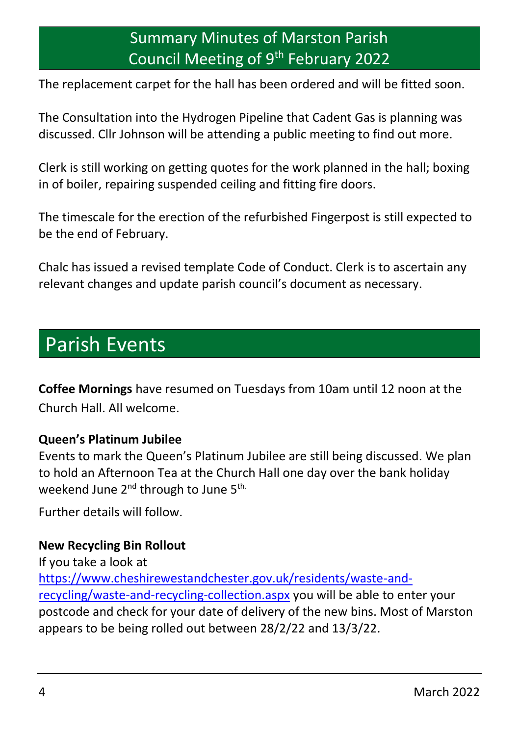## Summary Minutes of Marston Parish Council Meeting of 9th February 2022

The replacement carpet for the hall has been ordered and will be fitted soon.

The Consultation into the Hydrogen Pipeline that Cadent Gas is planning was discussed. Cllr Johnson will be attending a public meeting to find out more.

Clerk is still working on getting quotes for the work planned in the hall; boxing in of boiler, repairing suspended ceiling and fitting fire doors.

The timescale for the erection of the refurbished Fingerpost is still expected to be the end of February.

Chalc has issued a revised template Code of Conduct. Clerk is to ascertain any relevant changes and update parish council's document as necessary.

# Parish Events

**Coffee Mornings** have resumed on Tuesdays from 10am until 12 noon at the Church Hall. All welcome.

**Queen's Platinum Jubilee**

Events to mark the Queen's Platinum Jubilee are still being discussed. We plan to hold an Afternoon Tea at the Church Hall one day over the bank holiday weekend June 2nd through to June 5th.

Further details will follow.

**New Recycling Bin Rollout**

If you take a look at https://www.cheshirewestandchester.gov.uk/residents/waste-and-recycling/waste-and-recycling-collection.aspx you will be able to enter your postcode and check for your date of delivery of the new bins. Most of Marston appears to be being rolled out between 28/2/22 and 13/3/22.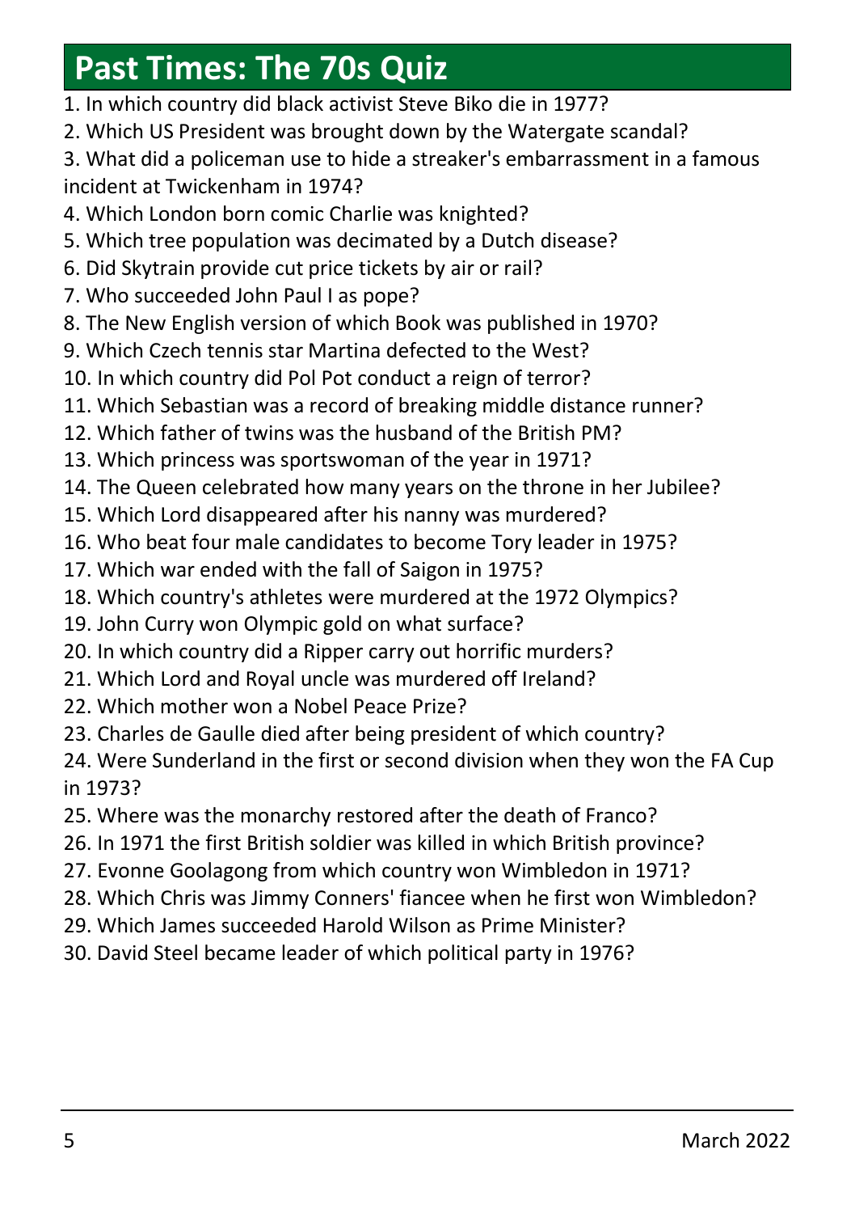# Past Times: The 70s Quiz

1. In which country did black activist Steve Biko die in 1977?
2. Which US President was brought down by the Watergate scandal?
3. What did a policeman use to hide a streaker's embarrassment in a famous incident at Twickenham in 1974?
4. Which London born comic Charlie was knighted?
5. Which tree population was decimated by a Dutch disease?
6. Did Skytrain provide cut price tickets by air or rail?
7. Who succeeded John Paul I as pope?
8. The New English version of which Book was published in 1970?
9. Which Czech tennis star Martina defected to the West?
10. In which country did Pol Pot conduct a reign of terror?
11. Which Sebastian was a record of breaking middle distance runner?
12. Which father of twins was the husband of the British PM?
13. Which princess was sportswoman of the year in 1971?
14. The Queen celebrated how many years on the throne in her Jubilee?
15. Which Lord disappeared after his nanny was murdered?
16. Who beat four male candidates to become Tory leader in 1975?
17. Which war ended with the fall of Saigon in 1975?
18. Which country's athletes were murdered at the 1972 Olympics?
19. John Curry won Olympic gold on what surface?
20. In which country did a Ripper carry out horrific murders?
21. Which Lord and Royal uncle was murdered off Ireland?
22. Which mother won a Nobel Peace Prize?
23. Charles de Gaulle died after being president of which country?
24. Were Sunderland in the first or second division when they won the FA Cup in 1973?
25. Where was the monarchy restored after the death of Franco?
26. In 1971 the first British soldier was killed in which British province?
27. Evonne Goolagong from which country won Wimbledon in 1971?
28. Which Chris was Jimmy Conners' fiancee when he first won Wimbledon?
29. Which James succeeded Harold Wilson as Prime Minister?
30. David Steel became leader of which political party in 1976?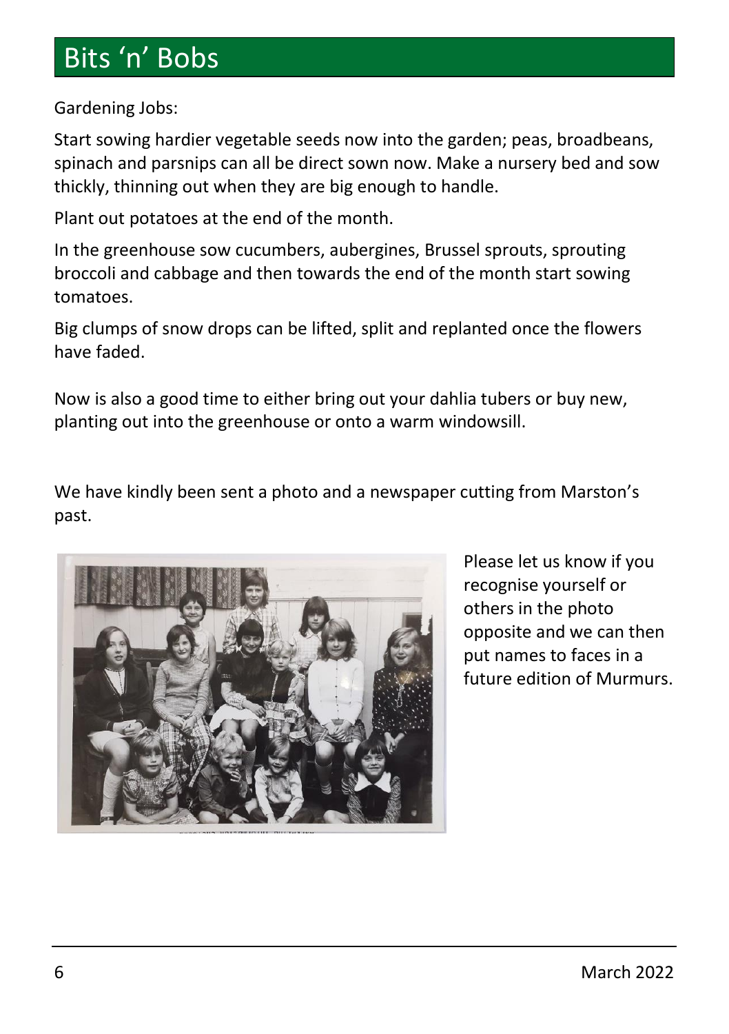# Bits 'n' Bobs

Gardening Jobs:

Start sowing hardier vegetable seeds now into the garden; peas, broadbeans, spinach and parsnips can all be direct sown now. Make a nursery bed and sow thickly, thinning out when they are big enough to handle.

Plant out potatoes at the end of the month.

In the greenhouse sow cucumbers, aubergines, Brussel sprouts, sprouting broccoli and cabbage and then towards the end of the month start sowing tomatoes.

Big clumps of snow drops can be lifted, split and replanted once the flowers have faded.

Now is also a good time to either bring out your dahlia tubers or buy new, planting out into the greenhouse or onto a warm windowsill.

We have kindly been sent a photo and a newspaper cutting from Marston's past.

Please let us know if you recognise yourself or others in the photo opposite and we can then put names to faces in a future edition of Murmurs.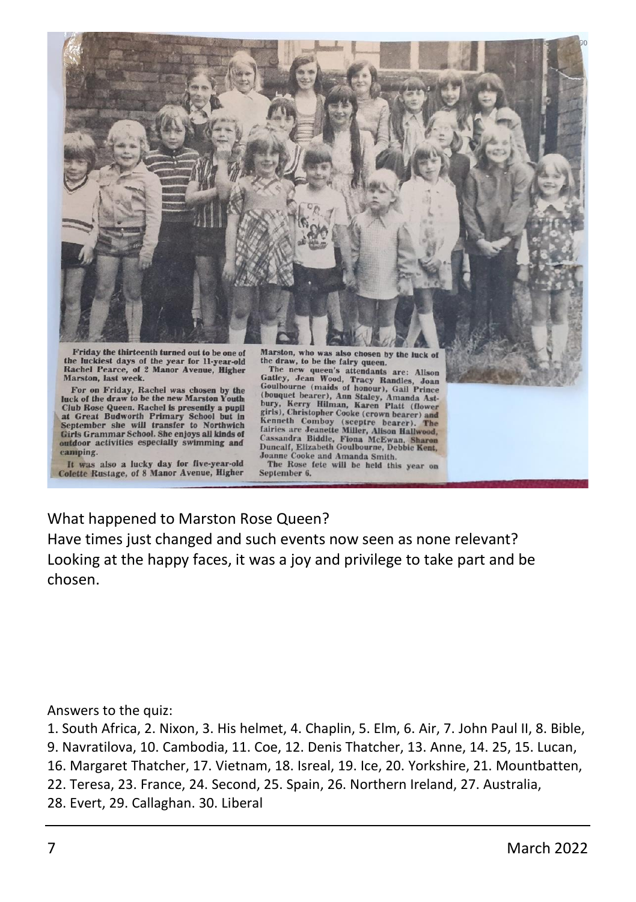Friday the thirteenth turned out to be one of the luckiest days of the year for 11-year-old Rachel Pearce, of 2 Manor Avenue, Higher Marston, last week.

For on Friday, Rachel was chosen by the luck of the draw to be the new Marston Youth Club Rose Queen. Rachel is presently a pupil at Great Budworth Primary School but in September she will transfer to Northwich Girls Grammar School. She enjoys all kinds of outdoor activities especially swimming and camping.

It was also a lucky day for five-year-old Colette Rustage, of 8 Manor Avenue, Higher Marston, who was also chosen by the luck of the draw, to be the fairy queen.

The new queen's attendants are: Alison Gatley, Jean Wood, Tracy Randles, Joan Goulbourne (maids of honour), Gail Prince (bouquet bearer), Ann Staley, Amanda Astbury, Kerry Hilman, Karen Platt (flower girls), Christopher Cooke (crown bearer) and Kenneth Comboy (sceptre bearer). The fairies are Jeanette Miller, Alison Hallwood, Cassandra Biddle, Fiona McEwan, Sharon Duncalf, Elizabeth Goulbourne, Debbie Kent, Joanne Cooke and Amanda Smith.

The Rose fete will be held this year on September 6.

What happened to Marston Rose Queen?
Have times just changed and such events now seen as none relevant?
Looking at the happy faces, it was a joy and privilege to take part and be chosen.

Answers to the quiz:

1. South Africa, 2. Nixon, 3. His helmet, 4. Chaplin, 5. Elm, 6. Air, 7. John Paul II, 8. Bible, 9. Navratilova, 10. Cambodia, 11. Coe, 12. Denis Thatcher, 13. Anne, 14. 25, 15. Lucan, 16. Margaret Thatcher, 17. Vietnam, 18. Isreal, 19. Ice, 20. Yorkshire, 21. Mountbatten, 22. Teresa, 23. France, 24. Second, 25. Spain, 26. Northern Ireland, 27. Australia, 28. Evert, 29. Callaghan. 30. Liberal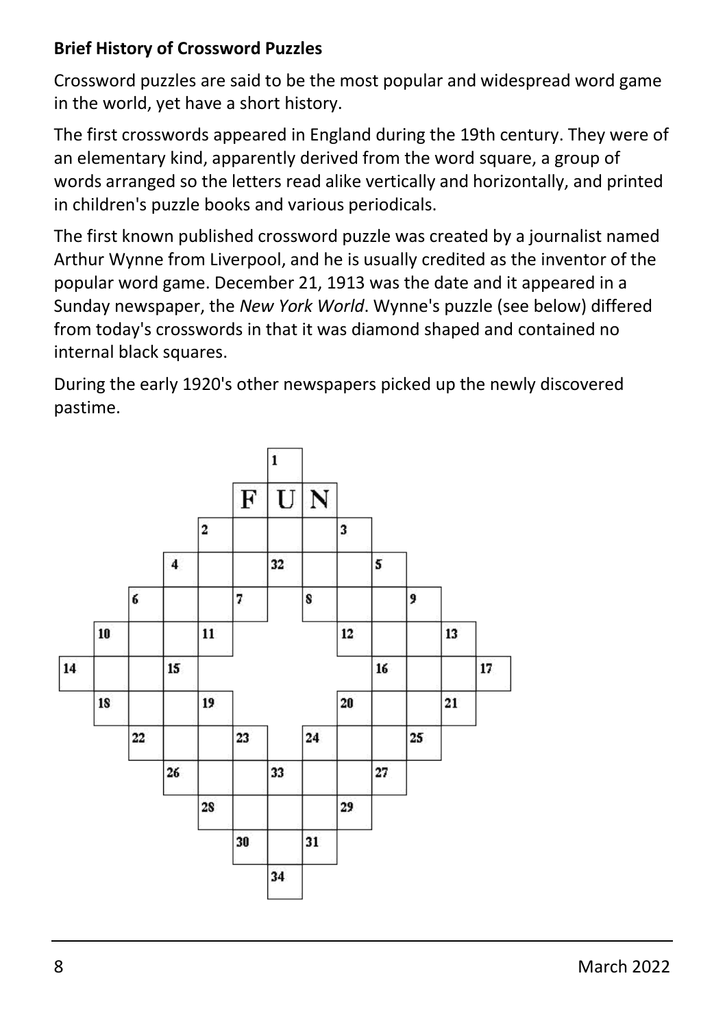**Brief History of Crossword Puzzles**

Crossword puzzles are said to be the most popular and widespread word game in the world, yet have a short history.

The first crosswords appeared in England during the 19th century. They were of an elementary kind, apparently derived from the word square, a group of words arranged so the letters read alike vertically and horizontally, and printed in children's puzzle books and various periodicals.

The first known published crossword puzzle was created by a journalist named Arthur Wynne from Liverpool, and he is usually credited as the inventor of the popular word game. December 21, 1913 was the date and it appeared in a Sunday newspaper, the *New York World*. Wynne's puzzle (see below) differed from today's crosswords in that it was diamond shaped and contained no internal black squares.

During the early 1920's other newspapers picked up the newly discovered pastime.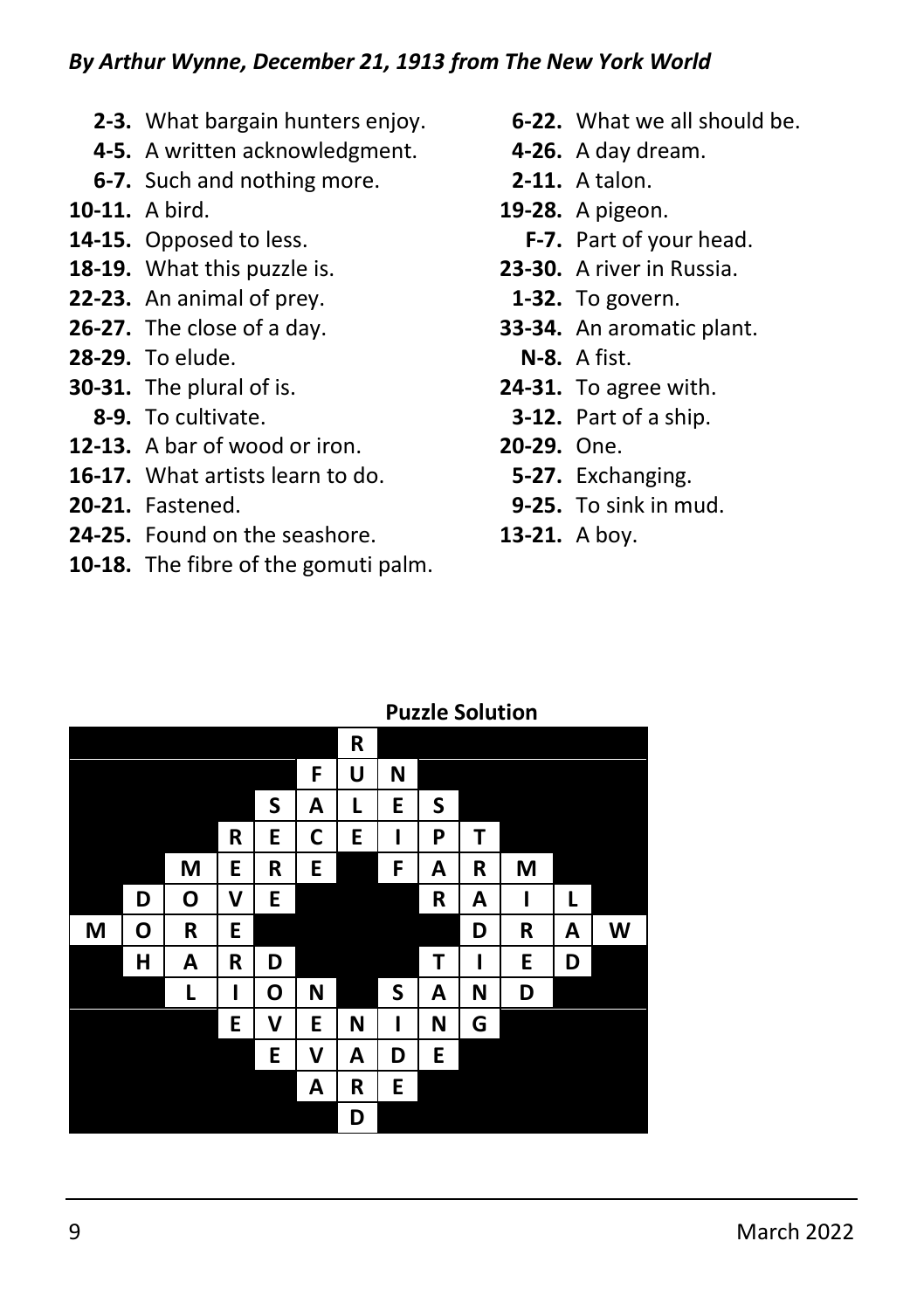*By Arthur Wynne, December 21, 1913 from The New York World*

**2-3.** What bargain hunters enjoy.
**4-5.** A written acknowledgment.
**6-7.** Such and nothing more.
**10-11.** A bird.
**14-15.** Opposed to less.
**18-19.** What this puzzle is.
**22-23.** An animal of prey.
**26-27.** The close of a day.
**28-29.** To elude.
**30-31.** The plural of is.
**8-9.** To cultivate.
**12-13.** A bar of wood or iron.
**16-17.** What artists learn to do.
**20-21.** Fastened.
**24-25.** Found on the seashore.
**10-18.** The fibre of the gomuti palm.
**6-22.** What we all should be.
**4-26.** A day dream.
**2-11.** A talon.
**19-28.** A pigeon.
**F-7.** Part of your head.
**23-30.** A river in Russia.
**1-32.** To govern.
**33-34.** An aromatic plant.
**N-8.** A fist.
**24-31.** To agree with.
**3-12.** Part of a ship.
**20-29.** One.
**5-27.** Exchanging.
**9-25.** To sink in mud.
**13-21.** A boy.

**Puzzle Solution**

| | | | | | | R | | | | | | |
|---|---|---|---|---|---|---|---|---|---|---|---|---|
| | | | | | F | U | N | | | | | |
| | | | | S | A | L | E | S | | | | |
| | | | R | E | C | E | I | P | T | | | |
| | | M | E | R | E | | F | A | R | M | | |
| | D | O | V | E | | | | R | A | I | L | |
| M | O | R | E | | | | | | D | R | A | W |
| | H | A | R | D | | | | T | I | E | D | |
| | | L | I | O | N | | S | A | N | D | | |
| | | | E | V | E | N | I | N | G | | | |
| | | | | E | V | A | D | E | | | | |
| | | | | | A | R | E | | | | | |
| | | | | | | D | | | | | | |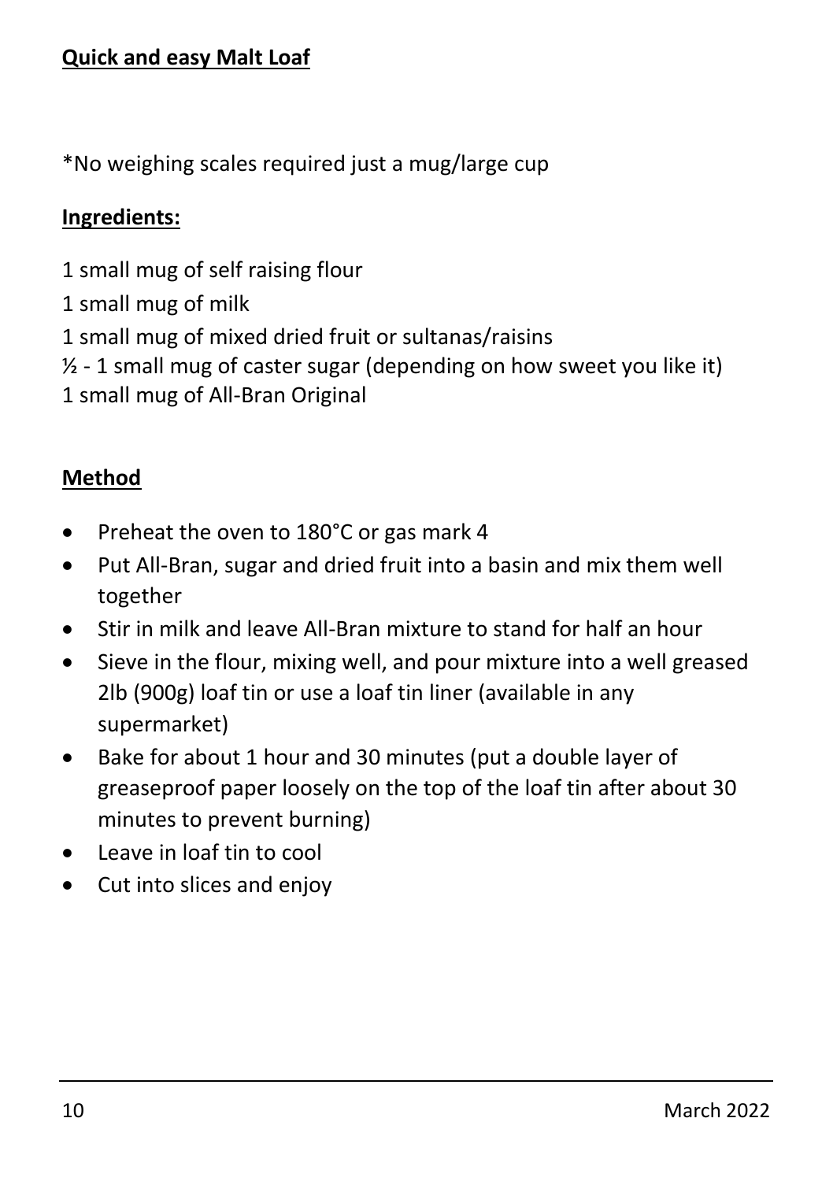## Quick and easy Malt Loaf

*No weighing scales required just a mug/large cup

### Ingredients:

1 small mug of self raising flour
1 small mug of milk
1 small mug of mixed dried fruit or sultanas/raisins
½ - 1 small mug of caster sugar (depending on how sweet you like it)
1 small mug of All-Bran Original

### Method

- Preheat the oven to 180°C or gas mark 4
- Put All-Bran, sugar and dried fruit into a basin and mix them well together
- Stir in milk and leave All-Bran mixture to stand for half an hour
- Sieve in the flour, mixing well, and pour mixture into a well greased 2lb (900g) loaf tin or use a loaf tin liner (available in any supermarket)
- Bake for about 1 hour and 30 minutes (put a double layer of greaseproof paper loosely on the top of the loaf tin after about 30 minutes to prevent burning)
- Leave in loaf tin to cool
- Cut into slices and enjoy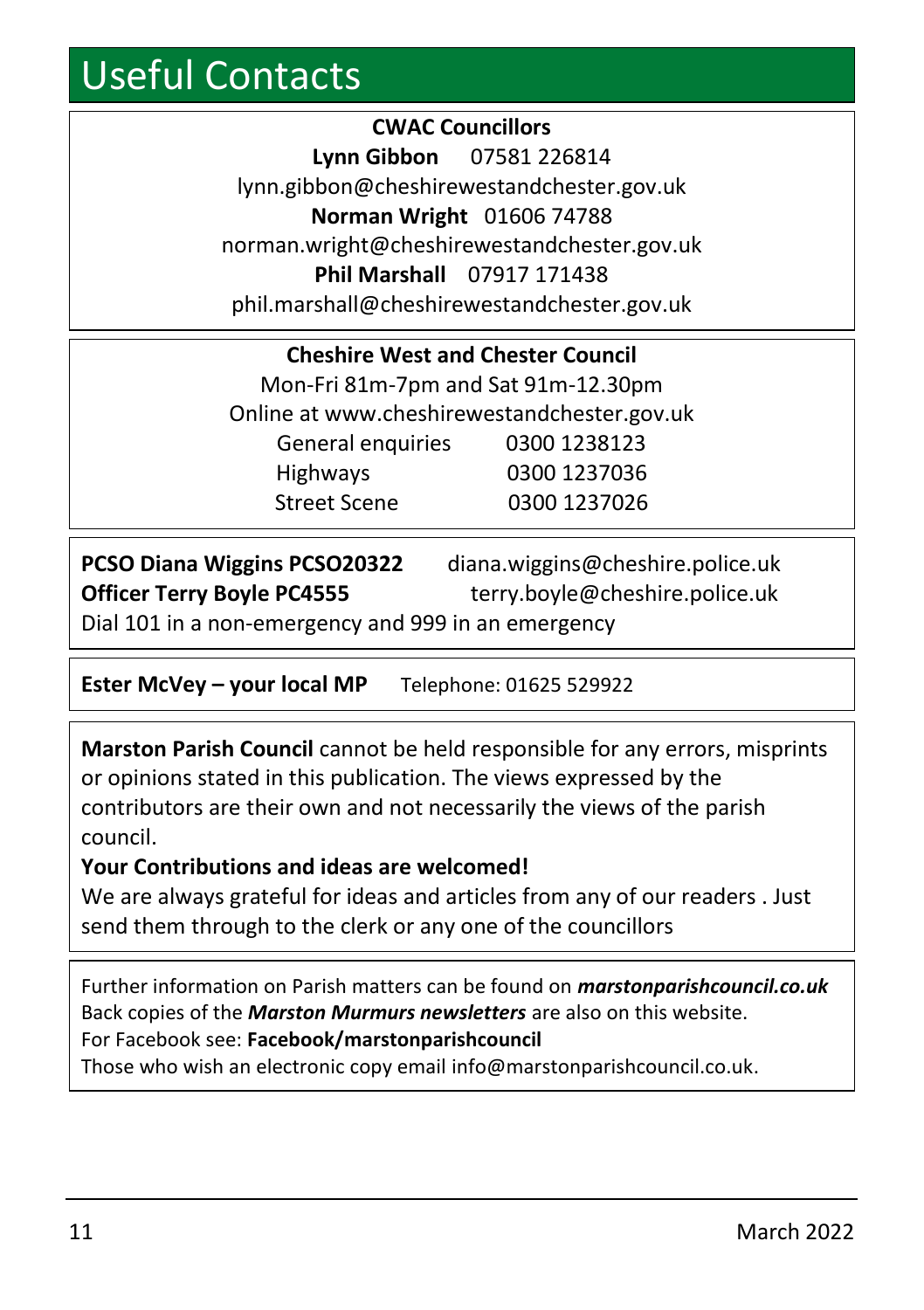# Useful Contacts

**CWAC Councillors**

**Lynn Gibbon** 07581 226814
lynn.gibbon@cheshirewestandchester.gov.uk

**Norman Wright** 01606 74788
norman.wright@cheshirewestandchester.gov.uk

**Phil Marshall** 07917 171438
phil.marshall@cheshirewestandchester.gov.uk

**Cheshire West and Chester Council**

Mon-Fri 81m-7pm and Sat 91m-12.30pm
Online at www.cheshirewestandchester.gov.uk

| | |
|---|---|
| General enquiries | 0300 1238123 |
| Highways | 0300 1237036 |
| Street Scene | 0300 1237026 |

**PCSO Diana Wiggins PCSO20322** diana.wiggins@cheshire.police.uk
**Officer Terry Boyle PC4555** terry.boyle@cheshire.police.uk
Dial 101 in a non-emergency and 999 in an emergency

**Ester McVey – your local MP** Telephone: 01625 529922

**Marston Parish Council** cannot be held responsible for any errors, misprints or opinions stated in this publication. The views expressed by the contributors are their own and not necessarily the views of the parish council.

**Your Contributions and ideas are welcomed!**

We are always grateful for ideas and articles from any of our readers . Just send them through to the clerk or any one of the councillors

Further information on Parish matters can be found on ***marstonparishcouncil.co.uk***
Back copies of the ***Marston Murmurs newsletters*** are also on this website.
For Facebook see: **Facebook/marstonparishcouncil**
Those who wish an electronic copy email info@marstonparishcouncil.co.uk.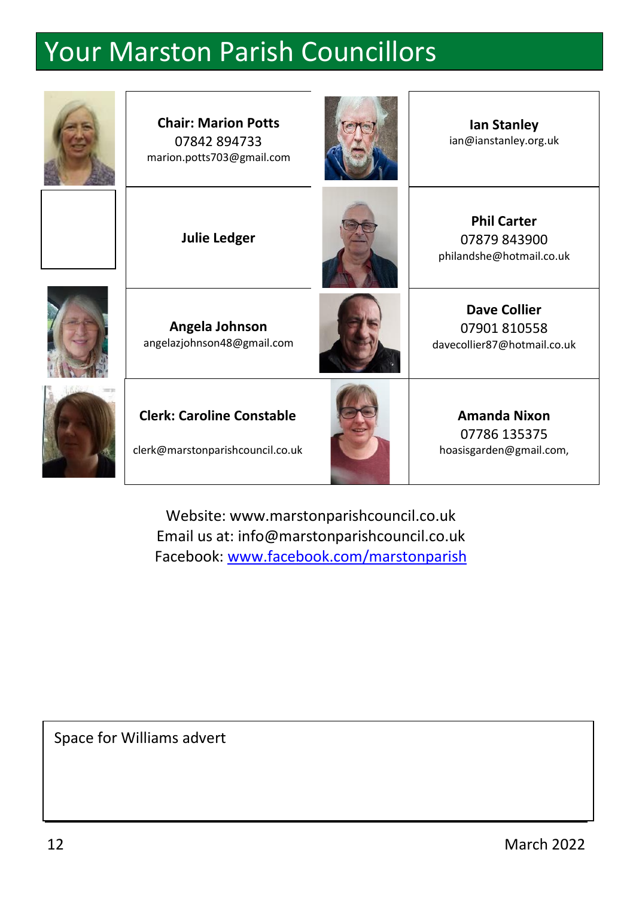# Your Marston Parish Councillors

| | |
|---|---|
| **Chair: Marion Potts**<br>07842 894733<br>marion.potts703@gmail.com | **Ian Stanley**<br>ian@ianstanley.org.uk |
| **Julie Ledger** | **Phil Carter**<br>07879 843900<br>philandshe@hotmail.co.uk |
| **Angela Johnson**<br>angelazjohnson48@gmail.com | **Dave Collier**<br>07901 810558<br>davecollier87@hotmail.co.uk |
| **Clerk: Caroline Constable**<br>clerk@marstonparishcouncil.co.uk | **Amanda Nixon**<br>07786 135375<br>hoasisgarden@gmail.com, |

Website: www.marstonparishcouncil.co.uk
Email us at: info@marstonparishcouncil.co.uk
Facebook: www.facebook.com/marstonparish

Space for Williams advert

March 2022